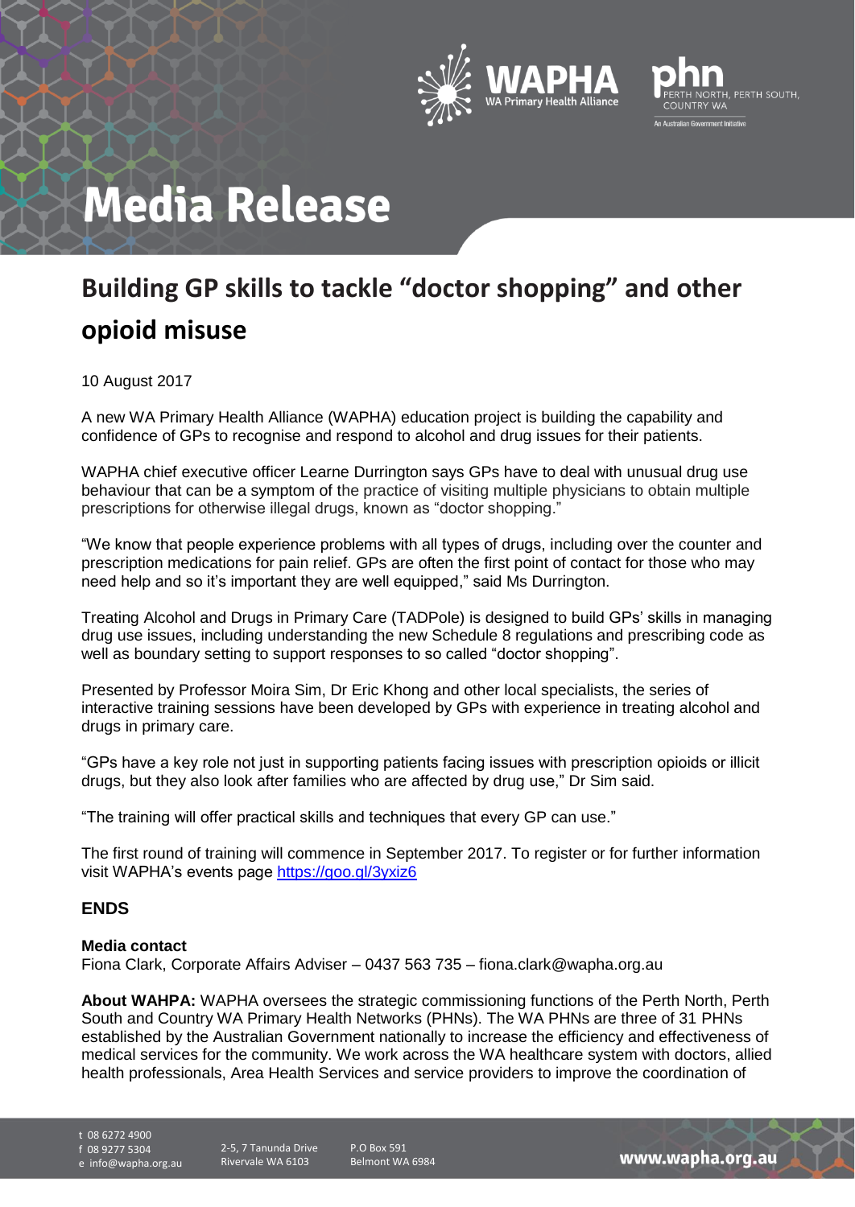# Media Release

## Building GP skills to tackle "doctor shopping" and other opioid misuse

10 August 2017

A new WA Primary Health Alliance (WAPHA) education project is building the capability and confidence of GPs to recognise and respond to alcohol and drug issues for their patients.

WAPHA chief executive officer Learne Durrington says GPs have to deal with unusual drug use behaviour that can be a symptom of the practice of visiting multiple physicians to obtain multiple prescriptions for otherwise illegal drugs, known as "doctor shopping."

"We know that people experience problems with all types of drugs, including over the counter and prescription medications for pain relief. GPs are often the first point of contact for those who may need help and so it's important they are well equipped," said Ms Durrington.

Treating Alcohol and Drugs in Primary Care (TADPole) is designed to build GPs' skills in managing drug use issues, including understanding the new Schedule 8 regulations and prescribing code as well as boundary setting to support responses to so called "doctor shopping".

Presented by Professor Moira Sim, Dr Eric Khong and other local specialists, the series of interactive training sessions have been developed by GPs with experience in treating alcohol and drugs in primary care.

"GPs have a key role not just in supporting patients facing issues with prescription opioids or illicit drugs, but they also look after families who are affected by drug use," Dr Sim said.

"The training will offer practical skills and techniques that every GP can use."

The first round of training will commence in September 2017. To register or for further information visit WAPHA's events page https://goo.gl/3yxiz6

### ENDS

**Media contact**
Fiona Clark, Corporate Affairs Adviser – 0437 563 735 – fiona.clark@wapha.org.au

**About WAHPA:** WAPHA oversees the strategic commissioning functions of the Perth North, Perth South and Country WA Primary Health Networks (PHNs). The WA PHNs are three of 31 PHNs established by the Australian Government nationally to increase the efficiency and effectiveness of medical services for the community. We work across the WA healthcare system with doctors, allied health professionals, Area Health Services and service providers to improve the coordination of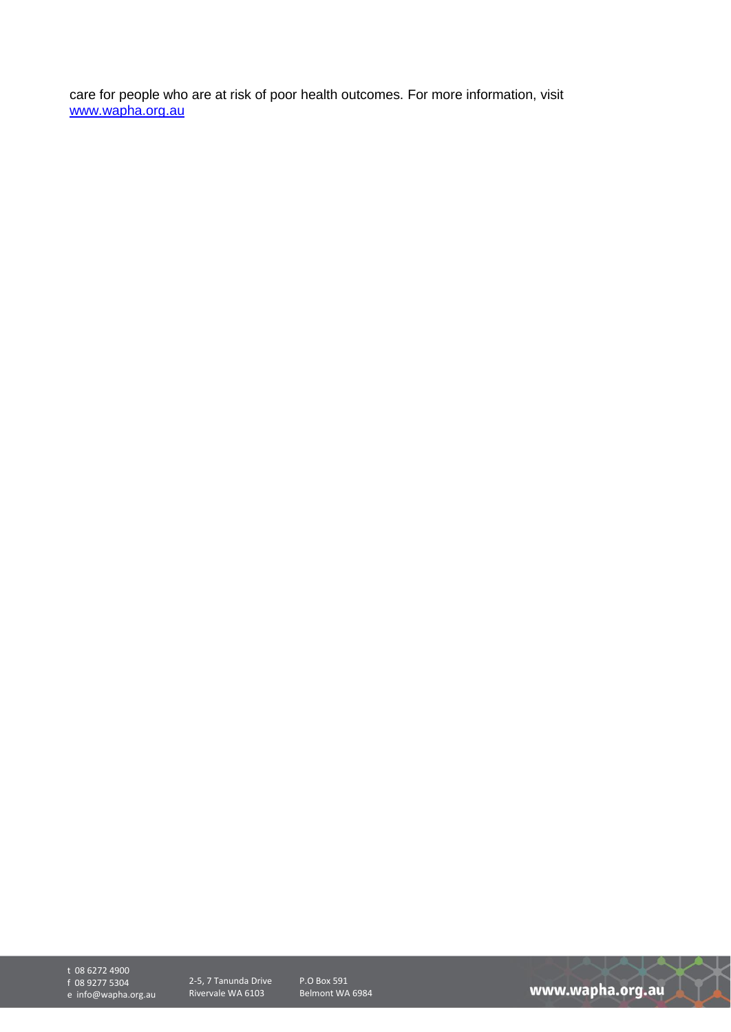care for people who are at risk of poor health outcomes. For more information, visit [www.wapha.org.au](http://www.wapha.org.au)